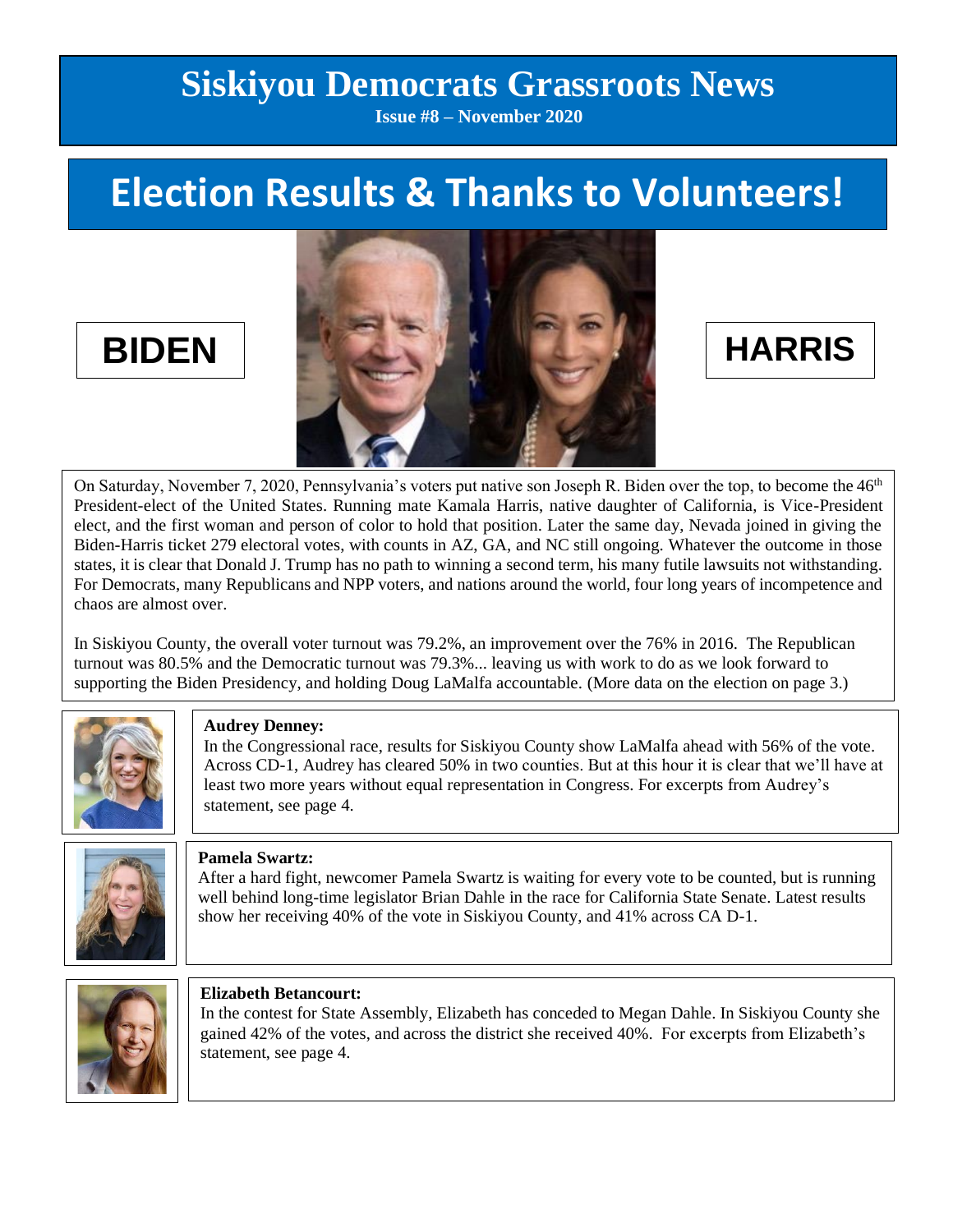# Siskiyou Democrats Grassroots News

**Issue #8 – November 2020**

## Election Results & Thanks to Volunteers!

**BIDEN** **HARRIS**

On Saturday, November 7, 2020, Pennsylvania's voters put native son Joseph R. Biden over the top, to become the 46th President-elect of the United States. Running mate Kamala Harris, native daughter of California, is Vice-President elect, and the first woman and person of color to hold that position. Later the same day, Nevada joined in giving the Biden-Harris ticket 279 electoral votes, with counts in AZ, GA, and NC still ongoing. Whatever the outcome in those states, it is clear that Donald J. Trump has no path to winning a second term, his many futile lawsuits not withstanding. For Democrats, many Republicans and NPP voters, and nations around the world, four long years of incompetence and chaos are almost over.

In Siskiyou County, the overall voter turnout was 79.2%, an improvement over the 76% in 2016. The Republican turnout was 80.5% and the Democratic turnout was 79.3%... leaving us with work to do as we look forward to supporting the Biden Presidency, and holding Doug LaMalfa accountable. (More data on the election on page 3.)

**Audrey Denney:**
In the Congressional race, results for Siskiyou County show LaMalfa ahead with 56% of the vote. Across CD-1, Audrey has cleared 50% in two counties. But at this hour it is clear that we'll have at least two more years without equal representation in Congress. For excerpts from Audrey's statement, see page 4.

**Pamela Swartz:**
After a hard fight, newcomer Pamela Swartz is waiting for every vote to be counted, but is running well behind long-time legislator Brian Dahle in the race for California State Senate. Latest results show her receiving 40% of the vote in Siskiyou County, and 41% across CA D-1.

**Elizabeth Betancourt:**
In the contest for State Assembly, Elizabeth has conceded to Megan Dahle. In Siskiyou County she gained 42% of the votes, and across the district she received 40%. For excerpts from Elizabeth's statement, see page 4.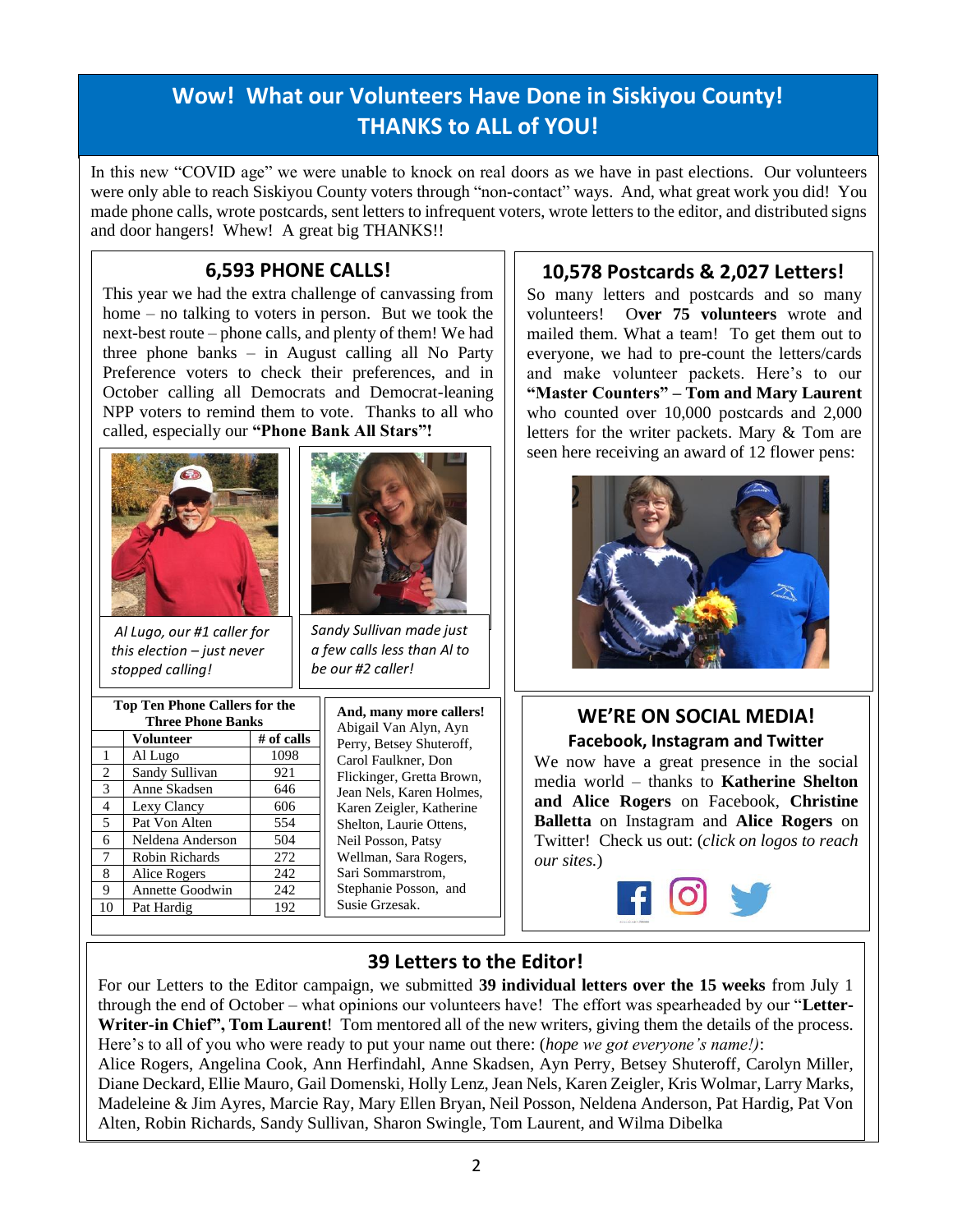# Wow! What our Volunteers Have Done in Siskiyou County! THANKS to ALL of YOU!

In this new "COVID age" we were unable to knock on real doors as we have in past elections. Our volunteers were only able to reach Siskiyou County voters through "non-contact" ways. And, what great work you did! You made phone calls, wrote postcards, sent letters to infrequent voters, wrote letters to the editor, and distributed signs and door hangers! Whew! A great big THANKS!!

## 6,593 PHONE CALLS!

This year we had the extra challenge of canvassing from home – no talking to voters in person. But we took the next-best route – phone calls, and plenty of them! We had three phone banks – in August calling all No Party Preference voters to check their preferences, and in October calling all Democrats and Democrat-leaning NPP voters to remind them to vote. Thanks to all who called, especially our **"Phone Bank All Stars"!**

*Al Lugo, our #1 caller for this election – just never stopped calling!*

*Sandy Sullivan made just a few calls less than Al to be our #2 caller!*

**Top Ten Phone Callers for the Three Phone Banks**

| | Volunteer | # of calls |
|---|---|---|
| 1 | Al Lugo | 1098 |
| 2 | Sandy Sullivan | 921 |
| 3 | Anne Skadsen | 646 |
| 4 | Lexy Clancy | 606 |
| 5 | Pat Von Alten | 554 |
| 6 | Neldena Anderson | 504 |
| 7 | Robin Richards | 272 |
| 8 | Alice Rogers | 242 |
| 9 | Annette Goodwin | 242 |
| 10 | Pat Hardig | 192 |

**And, many more callers!**
Abigail Van Alyn, Ayn Perry, Betsey Shuteroff, Carol Faulkner, Don Flickinger, Gretta Brown, Jean Nels, Karen Holmes, Karen Zeigler, Katherine Shelton, Laurie Ottens, Neil Posson, Patsy Wellman, Sara Rogers, Sari Sommarstrom, Stephanie Posson, and Susie Grzesak.

## 10,578 Postcards & 2,027 Letters!

So many letters and postcards and so many volunteers! **Over 75 volunteers** wrote and mailed them. What a team! To get them out to everyone, we had to pre-count the letters/cards and make volunteer packets. Here's to our **"Master Counters" – Tom and Mary Laurent** who counted over 10,000 postcards and 2,000 letters for the writer packets. Mary & Tom are seen here receiving an award of 12 flower pens:

## WE'RE ON SOCIAL MEDIA!

### Facebook, Instagram and Twitter

We now have a great presence in the social media world – thanks to **Katherine Shelton and Alice Rogers** on Facebook, **Christine Balletta** on Instagram and **Alice Rogers** on Twitter! Check us out: (*click on logos to reach our sites.*)

## 39 Letters to the Editor!

For our Letters to the Editor campaign, we submitted **39 individual letters over the 15 weeks** from July 1 through the end of October – what opinions our volunteers have! The effort was spearheaded by our "**Letter-Writer-in Chief", Tom Laurent**! Tom mentored all of the new writers, giving them the details of the process. Here's to all of you who were ready to put your name out there: (*hope we got everyone's name!)*:

Alice Rogers, Angelina Cook, Ann Herfindahl, Anne Skadsen, Ayn Perry, Betsey Shuteroff, Carolyn Miller, Diane Deckard, Ellie Mauro, Gail Domenski, Holly Lenz, Jean Nels, Karen Zeigler, Kris Wolmar, Larry Marks, Madeleine & Jim Ayres, Marcie Ray, Mary Ellen Bryan, Neil Posson, Neldena Anderson, Pat Hardig, Pat Von Alten, Robin Richards, Sandy Sullivan, Sharon Swingle, Tom Laurent, and Wilma Dibelka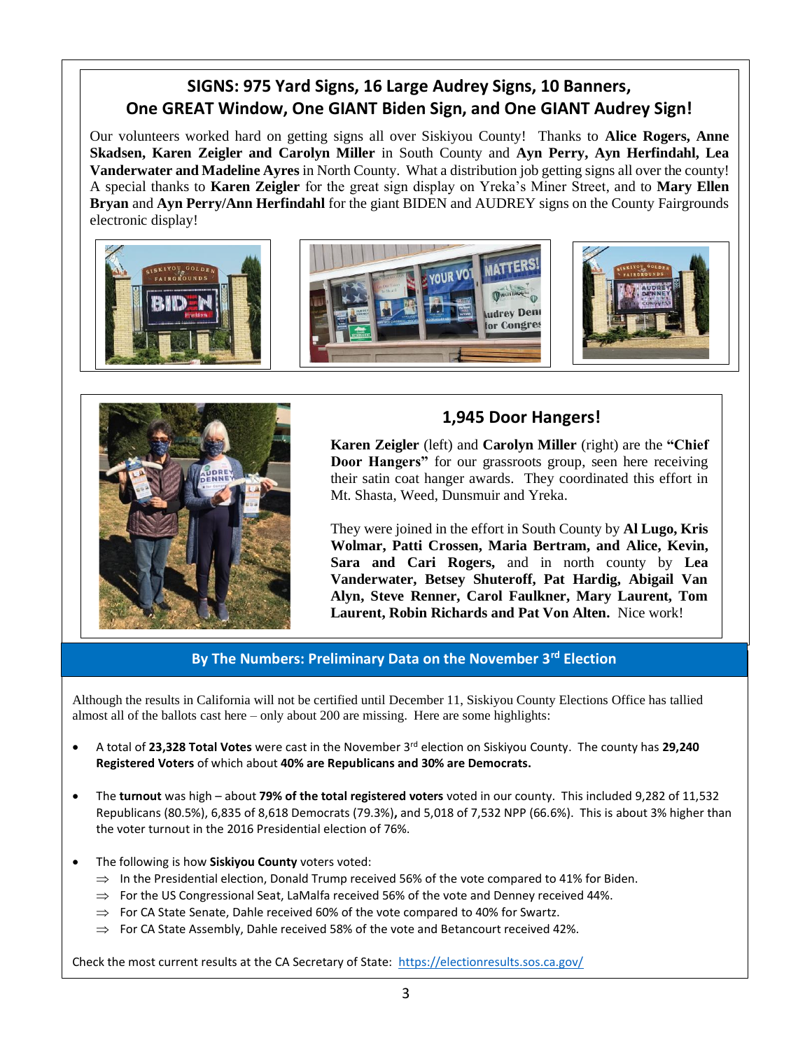## SIGNS: 975 Yard Signs, 16 Large Audrey Signs, 10 Banners, One GREAT Window, One GIANT Biden Sign, and One GIANT Audrey Sign!

Our volunteers worked hard on getting signs all over Siskiyou County! Thanks to **Alice Rogers, Anne Skadsen, Karen Zeigler and Carolyn Miller** in South County and **Ayn Perry, Ayn Herfindahl, Lea Vanderwater and Madeline Ayres** in North County. What a distribution job getting signs all over the county! A special thanks to **Karen Zeigler** for the great sign display on Yreka's Miner Street, and to **Mary Ellen Bryan** and **Ayn Perry/Ann Herfindahl** for the giant BIDEN and AUDREY signs on the County Fairgrounds electronic display!

## 1,945 Door Hangers!

**Karen Zeigler** (left) and **Carolyn Miller** (right) are the **"Chief Door Hangers"** for our grassroots group, seen here receiving their satin coat hanger awards. They coordinated this effort in Mt. Shasta, Weed, Dunsmuir and Yreka.

They were joined in the effort in South County by **Al Lugo, Kris Wolmar, Patti Crossen, Maria Bertram, and Alice, Kevin, Sara and Cari Rogers,** and in north county by **Lea Vanderwater, Betsey Shuteroff, Pat Hardig, Abigail Van Alyn, Steve Renner, Carol Faulkner, Mary Laurent, Tom Laurent, Robin Richards and Pat Von Alten.** Nice work!

## By The Numbers: Preliminary Data on the November 3rd Election

Although the results in California will not be certified until December 11, Siskiyou County Elections Office has tallied almost all of the ballots cast here – only about 200 are missing. Here are some highlights:

- A total of **23,328 Total Votes** were cast in the November 3rd election on Siskiyou County. The county has **29,240 Registered Voters** of which about **40% are Republicans and 30% are Democrats.**
- The **turnout** was high – about **79% of the total registered voters** voted in our county. This included 9,282 of 11,532 Republicans (80.5%), 6,835 of 8,618 Democrats (79.3%)**,** and 5,018 of 7,532 NPP (66.6%). This is about 3% higher than the voter turnout in the 2016 Presidential election of 76%.
- The following is how **Siskiyou County** voters voted:
  - ⇒ In the Presidential election, Donald Trump received 56% of the vote compared to 41% for Biden.
  - ⇒ For the US Congressional Seat, LaMalfa received 56% of the vote and Denney received 44%.
  - ⇒ For CA State Senate, Dahle received 60% of the vote compared to 40% for Swartz.
  - ⇒ For CA State Assembly, Dahle received 58% of the vote and Betancourt received 42%.

Check the most current results at the CA Secretary of State: https://electionresults.sos.ca.gov/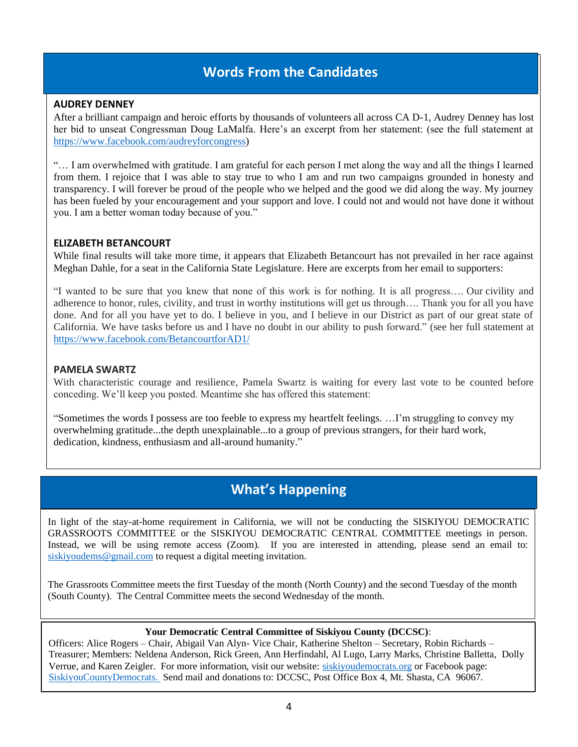## Words From the Candidates

### AUDREY DENNEY

After a brilliant campaign and heroic efforts by thousands of volunteers all across CA D-1, Audrey Denney has lost her bid to unseat Congressman Doug LaMalfa. Here's an excerpt from her statement: (see the full statement at https://www.facebook.com/audreyforcongress)

"… I am overwhelmed with gratitude. I am grateful for each person I met along the way and all the things I learned from them. I rejoice that I was able to stay true to who I am and run two campaigns grounded in honesty and transparency. I will forever be proud of the people who we helped and the good we did along the way. My journey has been fueled by your encouragement and your support and love. I could not and would not have done it without you. I am a better woman today because of you."

### ELIZABETH BETANCOURT

While final results will take more time, it appears that Elizabeth Betancourt has not prevailed in her race against Meghan Dahle, for a seat in the California State Legislature. Here are excerpts from her email to supporters:

"I wanted to be sure that you knew that none of this work is for nothing. It is all progress…. Our civility and adherence to honor, rules, civility, and trust in worthy institutions will get us through…. Thank you for all you have done. And for all you have yet to do. I believe in you, and I believe in our District as part of our great state of California. We have tasks before us and I have no doubt in our ability to push forward." (see her full statement at https://www.facebook.com/BetancourtforAD1/

### PAMELA SWARTZ

With characteristic courage and resilience, Pamela Swartz is waiting for every last vote to be counted before conceding. We'll keep you posted. Meantime she has offered this statement:

"Sometimes the words I possess are too feeble to express my heartfelt feelings. …I'm struggling to convey my overwhelming gratitude...the depth unexplainable...to a group of previous strangers, for their hard work, dedication, kindness, enthusiasm and all-around humanity."

## What's Happening

In light of the stay-at-home requirement in California, we will not be conducting the SISKIYOU DEMOCRATIC GRASSROOTS COMMITTEE or the SISKIYOU DEMOCRATIC CENTRAL COMMITTEE meetings in person. Instead, we will be using remote access (Zoom). If you are interested in attending, please send an email to: siskiyoudems@gmail.com to request a digital meeting invitation.

The Grassroots Committee meets the first Tuesday of the month (North County) and the second Tuesday of the month (South County). The Central Committee meets the second Wednesday of the month.

**Your Democratic Central Committee of Siskiyou County (DCCSC)**:

Officers: Alice Rogers – Chair, Abigail Van Alyn- Vice Chair, Katherine Shelton – Secretary, Robin Richards – Treasurer; Members: Neldena Anderson, Rick Green, Ann Herfindahl, Al Lugo, Larry Marks, Christine Balletta, Dolly Verrue, and Karen Zeigler. For more information, visit our website: siskiyoudemocrats.org or Facebook page: SiskiyouCountyDemocrats. Send mail and donations to: DCCSC, Post Office Box 4, Mt. Shasta, CA 96067.